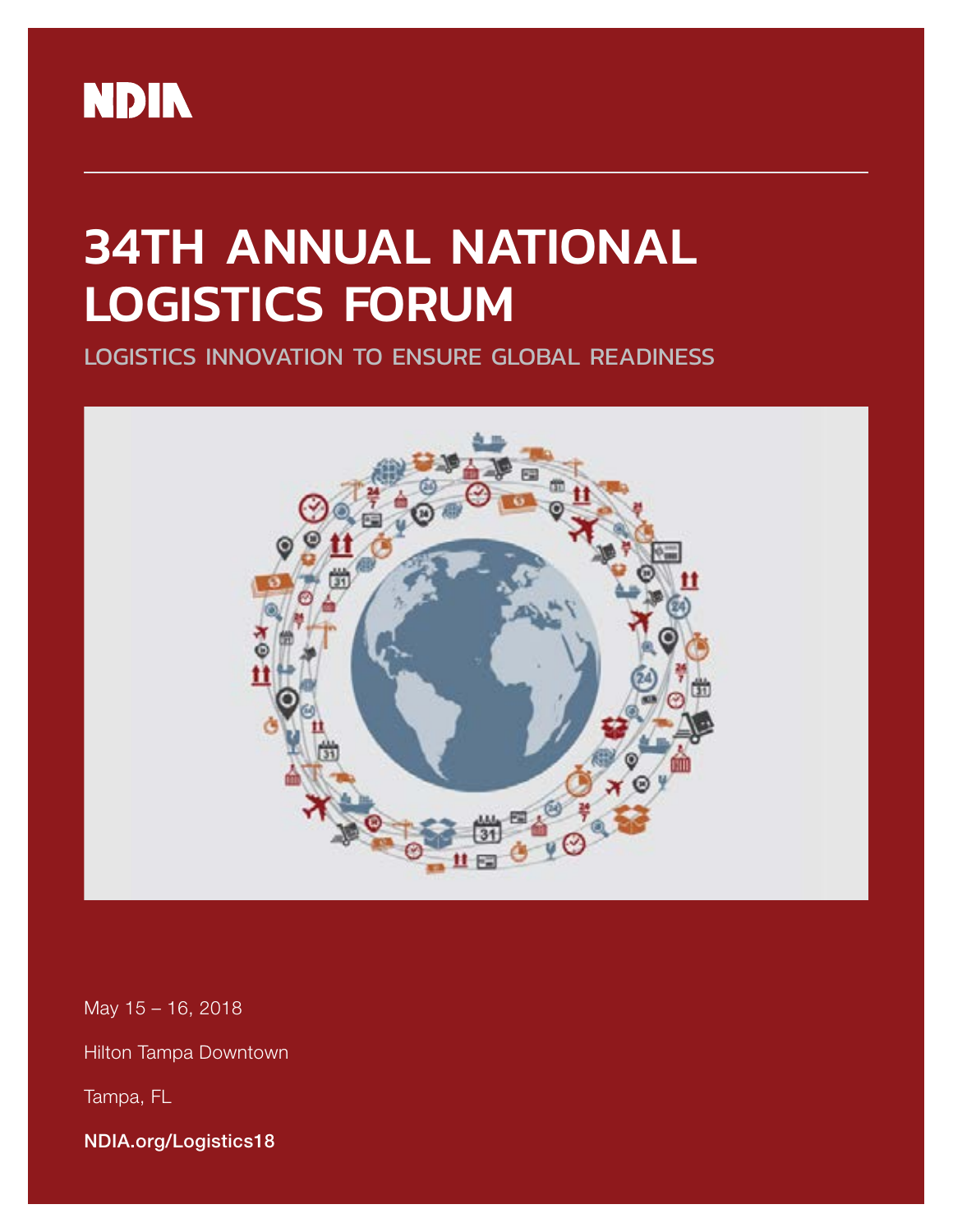NDIA

# 34TH ANNUAL NATIONAL LOGISTICS FORUM

## LOGISTICS INNOVATION TO ENSURE GLOBAL READINESS

May 15 – 16, 2018

Hilton Tampa Downtown

Tampa, FL

**NDIA.org/Logistics18**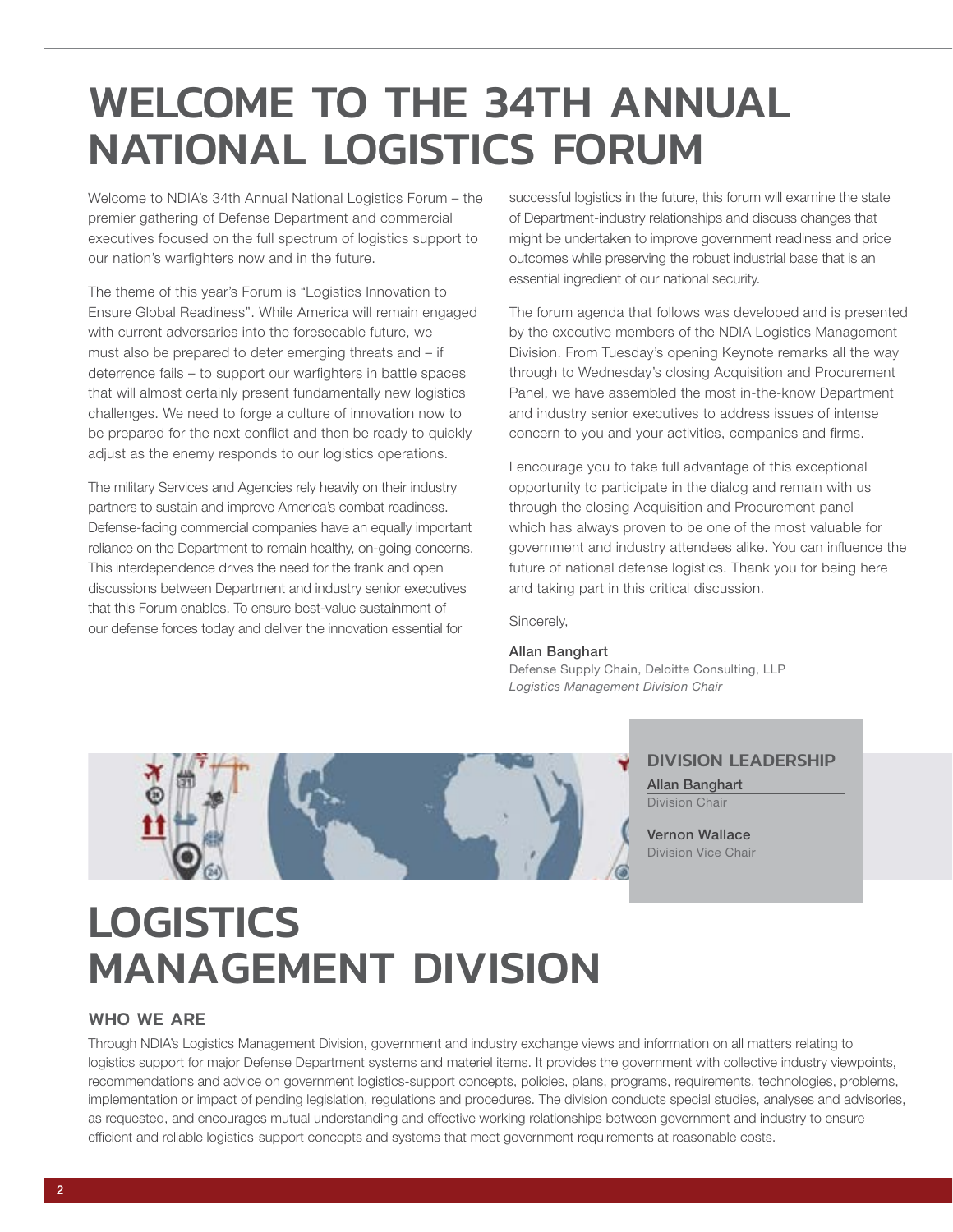# WELCOME TO THE 34TH ANNUAL NATIONAL LOGISTICS FORUM

Welcome to NDIA's 34th Annual National Logistics Forum – the premier gathering of Defense Department and commercial executives focused on the full spectrum of logistics support to our nation's warfighters now and in the future.

The theme of this year's Forum is "Logistics Innovation to Ensure Global Readiness". While America will remain engaged with current adversaries into the foreseeable future, we must also be prepared to deter emerging threats and – if deterrence fails – to support our warfighters in battle spaces that will almost certainly present fundamentally new logistics challenges. We need to forge a culture of innovation now to be prepared for the next conflict and then be ready to quickly adjust as the enemy responds to our logistics operations.

The military Services and Agencies rely heavily on their industry partners to sustain and improve America's combat readiness. Defense-facing commercial companies have an equally important reliance on the Department to remain healthy, on-going concerns. This interdependence drives the need for the frank and open discussions between Department and industry senior executives that this Forum enables. To ensure best-value sustainment of our defense forces today and deliver the innovation essential for successful logistics in the future, this forum will examine the state of Department-industry relationships and discuss changes that might be undertaken to improve government readiness and price outcomes while preserving the robust industrial base that is an essential ingredient of our national security.

The forum agenda that follows was developed and is presented by the executive members of the NDIA Logistics Management Division. From Tuesday's opening Keynote remarks all the way through to Wednesday's closing Acquisition and Procurement Panel, we have assembled the most in-the-know Department and industry senior executives to address issues of intense concern to you and your activities, companies and firms.

I encourage you to take full advantage of this exceptional opportunity to participate in the dialog and remain with us through the closing Acquisition and Procurement panel which has always proven to be one of the most valuable for government and industry attendees alike. You can influence the future of national defense logistics. Thank you for being here and taking part in this critical discussion.

Sincerely,

**Allan Banghart**
Defense Supply Chain, Deloitte Consulting, LLP
*Logistics Management Division Chair*

## DIVISION LEADERSHIP

**Allan Banghart**
Division Chair

**Vernon Wallace**
Division Vice Chair

# LOGISTICS MANAGEMENT DIVISION

## WHO WE ARE

Through NDIA's Logistics Management Division, government and industry exchange views and information on all matters relating to logistics support for major Defense Department systems and materiel items. It provides the government with collective industry viewpoints, recommendations and advice on government logistics-support concepts, policies, plans, programs, requirements, technologies, problems, implementation or impact of pending legislation, regulations and procedures. The division conducts special studies, analyses and advisories, as requested, and encourages mutual understanding and effective working relationships between government and industry to ensure efficient and reliable logistics-support concepts and systems that meet government requirements at reasonable costs.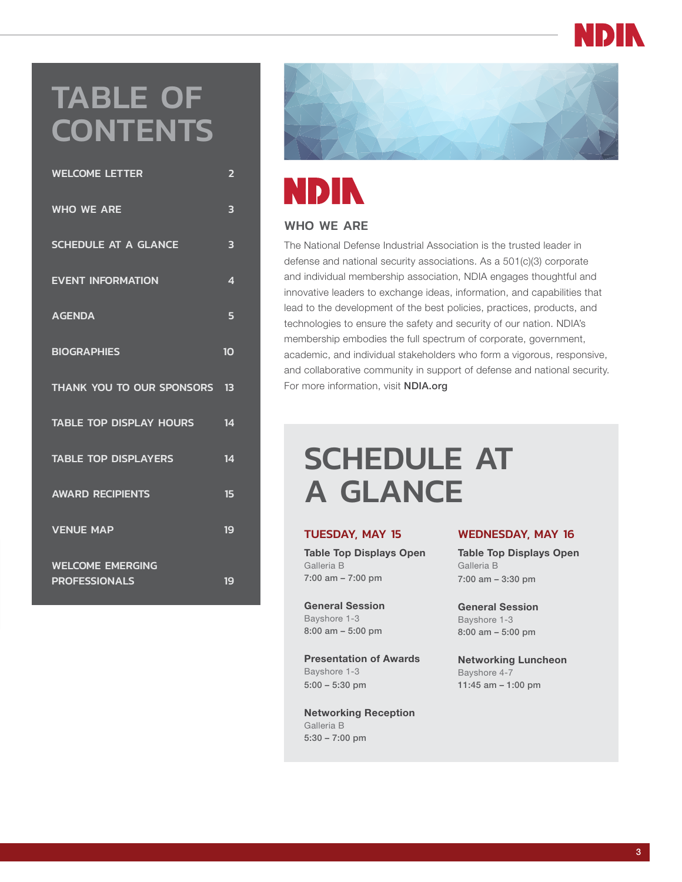# TABLE OF CONTENTS

| | |
|---|---|
| WELCOME LETTER | 2 |
| WHO WE ARE | 3 |
| SCHEDULE AT A GLANCE | 3 |
| EVENT INFORMATION | 4 |
| AGENDA | 5 |
| BIOGRAPHIES | 10 |
| THANK YOU TO OUR SPONSORS | 13 |
| TABLE TOP DISPLAY HOURS | 14 |
| TABLE TOP DISPLAYERS | 14 |
| AWARD RECIPIENTS | 15 |
| VENUE MAP | 19 |
| WELCOME EMERGING PROFESSIONALS | 19 |

NDIA

## WHO WE ARE

The National Defense Industrial Association is the trusted leader in defense and national security associations. As a 501(c)(3) corporate and individual membership association, NDIA engages thoughtful and innovative leaders to exchange ideas, information, and capabilities that lead to the development of the best policies, practices, products, and technologies to ensure the safety and security of our nation. NDIA's membership embodies the full spectrum of corporate, government, academic, and individual stakeholders who form a vigorous, responsive, and collaborative community in support of defense and national security. For more information, visit **NDIA.org**

# SCHEDULE AT A GLANCE

### TUESDAY, MAY 15

**Table Top Displays Open**
Galleria B
7:00 am – 7:00 pm

**General Session**
Bayshore 1-3
8:00 am – 5:00 pm

**Presentation of Awards**
Bayshore 1-3
5:00 – 5:30 pm

**Networking Reception**
Galleria B
5:30 – 7:00 pm

### WEDNESDAY, MAY 16

**Table Top Displays Open**
Galleria B
7:00 am – 3:30 pm

**General Session**
Bayshore 1-3
8:00 am – 5:00 pm

**Networking Luncheon**
Bayshore 4-7
11:45 am – 1:00 pm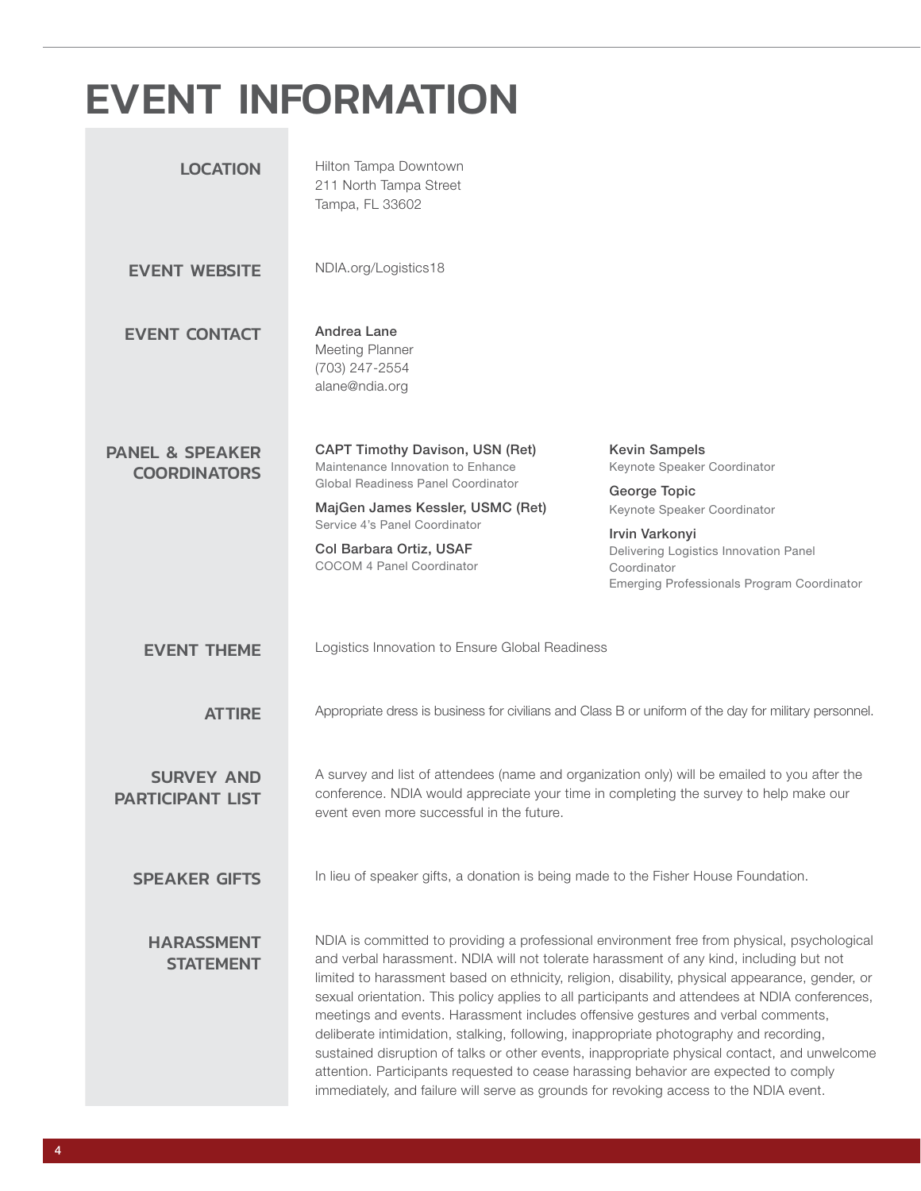# EVENT INFORMATION

## LOCATION

Hilton Tampa Downtown
211 North Tampa Street
Tampa, FL 33602

## EVENT WEBSITE

NDIA.org/Logistics18

## EVENT CONTACT

**Andrea Lane**
Meeting Planner
(703) 247-2554
alane@ndia.org

## PANEL & SPEAKER COORDINATORS

**CAPT Timothy Davison, USN (Ret)**
Maintenance Innovation to Enhance Global Readiness Panel Coordinator

**MajGen James Kessler, USMC (Ret)**
Service 4's Panel Coordinator

**Col Barbara Ortiz, USAF**
COCOM 4 Panel Coordinator

**Kevin Sampels**
Keynote Speaker Coordinator

**George Topic**
Keynote Speaker Coordinator

**Irvin Varkonyi**
Delivering Logistics Innovation Panel Coordinator
Emerging Professionals Program Coordinator

## EVENT THEME

Logistics Innovation to Ensure Global Readiness

## ATTIRE

Appropriate dress is business for civilians and Class B or uniform of the day for military personnel.

## SURVEY AND PARTICIPANT LIST

A survey and list of attendees (name and organization only) will be emailed to you after the conference. NDIA would appreciate your time in completing the survey to help make our event even more successful in the future.

## SPEAKER GIFTS

In lieu of speaker gifts, a donation is being made to the Fisher House Foundation.

## HARASSMENT STATEMENT

NDIA is committed to providing a professional environment free from physical, psychological and verbal harassment. NDIA will not tolerate harassment of any kind, including but not limited to harassment based on ethnicity, religion, disability, physical appearance, gender, or sexual orientation. This policy applies to all participants and attendees at NDIA conferences, meetings and events. Harassment includes offensive gestures and verbal comments, deliberate intimidation, stalking, following, inappropriate photography and recording, sustained disruption of talks or other events, inappropriate physical contact, and unwelcome attention. Participants requested to cease harassing behavior are expected to comply immediately, and failure will serve as grounds for revoking access to the NDIA event.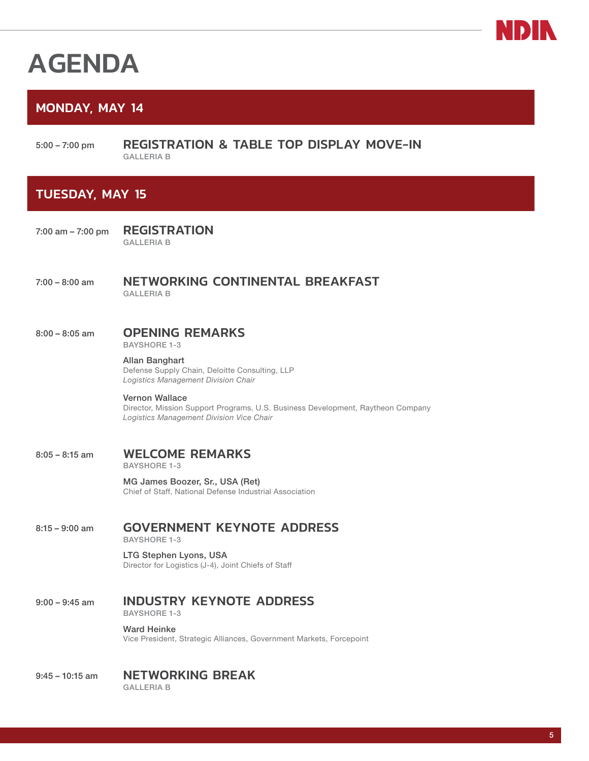# AGENDA

## MONDAY, MAY 14

5:00 – 7:00 pm

### REGISTRATION & TABLE TOP DISPLAY MOVE-IN

GALLERIA B

## TUESDAY, MAY 15

7:00 am – 7:00 pm

### REGISTRATION

GALLERIA B

7:00 – 8:00 am

### NETWORKING CONTINENTAL BREAKFAST

GALLERIA B

8:00 – 8:05 am

### OPENING REMARKS

BAYSHORE 1-3

Allan Banghart
Defense Supply Chain, Deloitte Consulting, LLP
*Logistics Management Division Chair*

Vernon Wallace
Director, Mission Support Programs, U.S. Business Development, Raytheon Company
*Logistics Management Division Vice Chair*

8:05 – 8:15 am

### WELCOME REMARKS

BAYSHORE 1-3

MG James Boozer, Sr., USA (Ret)
Chief of Staff, National Defense Industrial Association

8:15 – 9:00 am

### GOVERNMENT KEYNOTE ADDRESS

BAYSHORE 1-3

LTG Stephen Lyons, USA
Director for Logistics (J-4), Joint Chiefs of Staff

9:00 – 9:45 am

### INDUSTRY KEYNOTE ADDRESS

BAYSHORE 1-3

Ward Heinke
Vice President, Strategic Alliances, Government Markets, Forcepoint

9:45 – 10:15 am

### NETWORKING BREAK

GALLERIA B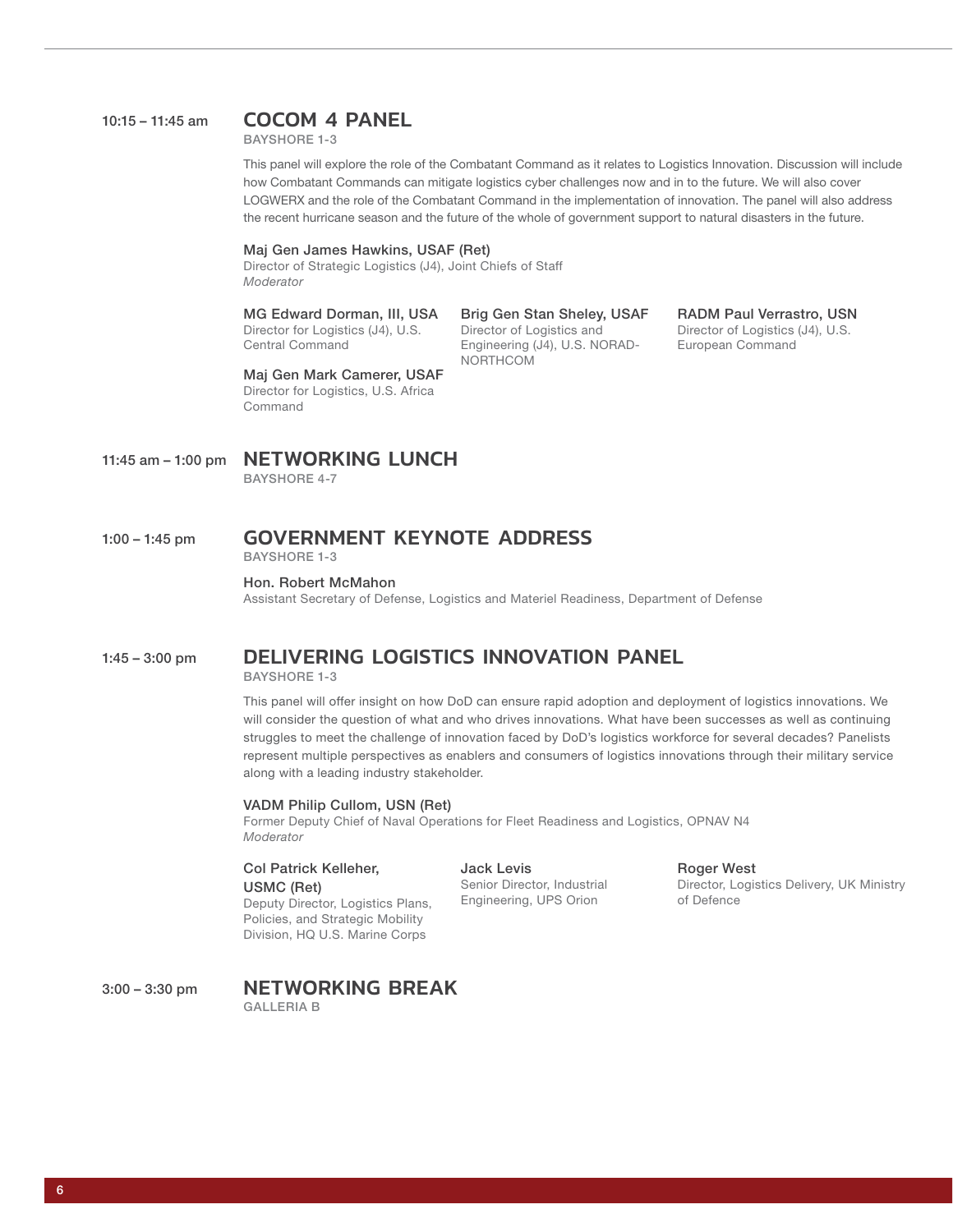10:15 – 11:45 am

## COCOM 4 PANEL

BAYSHORE 1-3

This panel will explore the role of the Combatant Command as it relates to Logistics Innovation. Discussion will include how Combatant Commands can mitigate logistics cyber challenges now and in to the future. We will also cover LOGWERX and the role of the Combatant Command in the implementation of innovation. The panel will also address the recent hurricane season and the future of the whole of government support to natural disasters in the future.

**Maj Gen James Hawkins, USAF (Ret)**
Director of Strategic Logistics (J4), Joint Chiefs of Staff
*Moderator*

**MG Edward Dorman, III, USA**
Director for Logistics (J4), U.S. Central Command

**Maj Gen Mark Camerer, USAF**
Director for Logistics, U.S. Africa Command

**Brig Gen Stan Sheley, USAF**
Director of Logistics and Engineering (J4), U.S. NORAD-NORTHCOM

**RADM Paul Verrastro, USN**
Director of Logistics (J4), U.S. European Command

11:45 am – 1:00 pm

## NETWORKING LUNCH

BAYSHORE 4-7

1:00 – 1:45 pm

## GOVERNMENT KEYNOTE ADDRESS

BAYSHORE 1-3

**Hon. Robert McMahon**
Assistant Secretary of Defense, Logistics and Materiel Readiness, Department of Defense

1:45 – 3:00 pm

## DELIVERING LOGISTICS INNOVATION PANEL

BAYSHORE 1-3

This panel will offer insight on how DoD can ensure rapid adoption and deployment of logistics innovations. We will consider the question of what and who drives innovations. What have been successes as well as continuing struggles to meet the challenge of innovation faced by DoD's logistics workforce for several decades? Panelists represent multiple perspectives as enablers and consumers of logistics innovations through their military service along with a leading industry stakeholder.

**VADM Philip Cullom, USN (Ret)**
Former Deputy Chief of Naval Operations for Fleet Readiness and Logistics, OPNAV N4
*Moderator*

**Col Patrick Kelleher, USMC (Ret)**
Deputy Director, Logistics Plans, Policies, and Strategic Mobility Division, HQ U.S. Marine Corps

**Jack Levis**
Senior Director, Industrial Engineering, UPS Orion

**Roger West**
Director, Logistics Delivery, UK Ministry of Defence

3:00 – 3:30 pm

## NETWORKING BREAK

GALLERIA B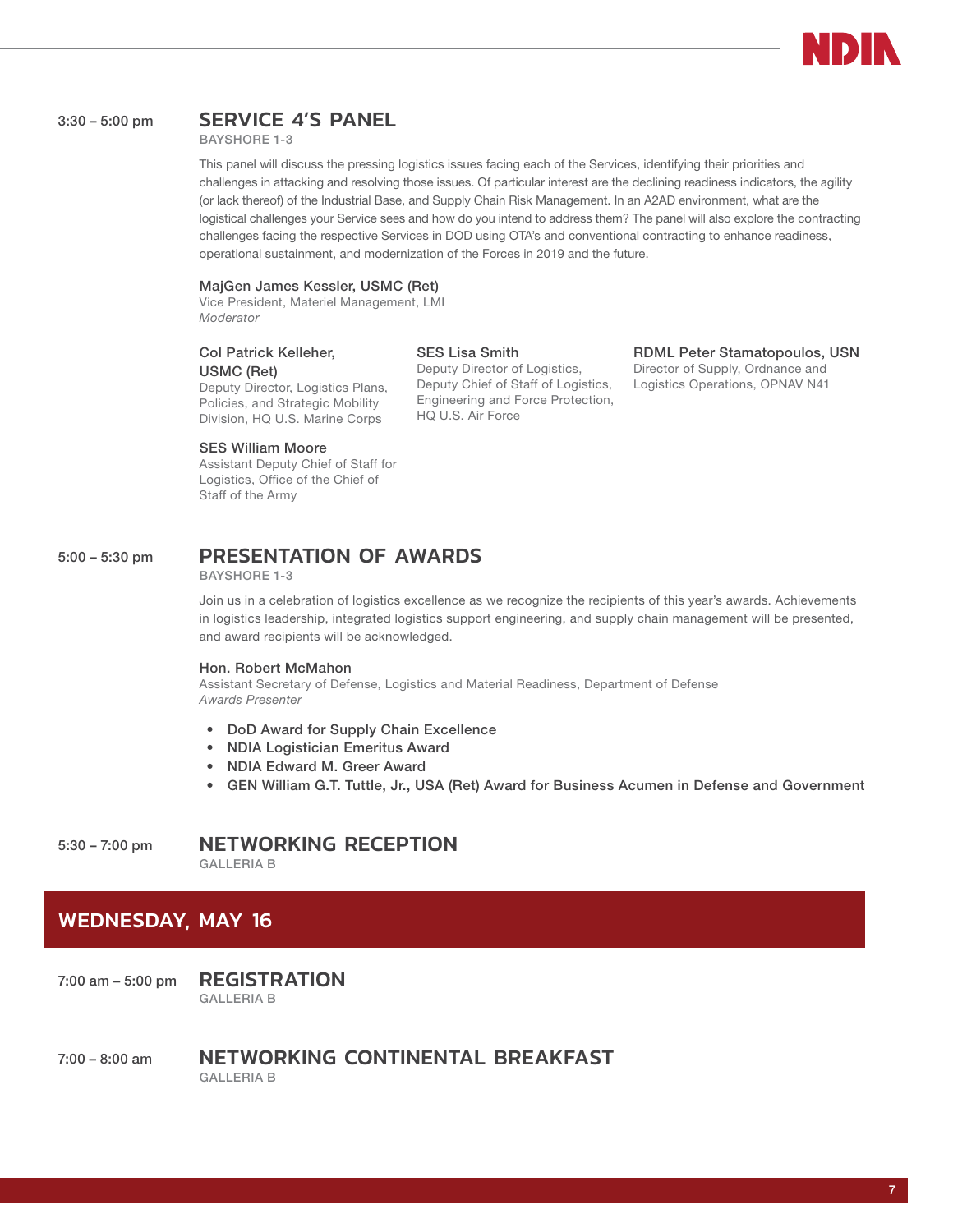3:30 – 5:00 pm

## SERVICE 4'S PANEL

BAYSHORE 1-3

This panel will discuss the pressing logistics issues facing each of the Services, identifying their priorities and challenges in attacking and resolving those issues. Of particular interest are the declining readiness indicators, the agility (or lack thereof) of the Industrial Base, and Supply Chain Risk Management. In an A2AD environment, what are the logistical challenges your Service sees and how do you intend to address them? The panel will also explore the contracting challenges facing the respective Services in DOD using OTA's and conventional contracting to enhance readiness, operational sustainment, and modernization of the Forces in 2019 and the future.

**MajGen James Kessler, USMC (Ret)**
Vice President, Materiel Management, LMI
*Moderator*

**Col Patrick Kelleher, USMC (Ret)**
Deputy Director, Logistics Plans, Policies, and Strategic Mobility Division, HQ U.S. Marine Corps

**SES William Moore**
Assistant Deputy Chief of Staff for Logistics, Office of the Chief of Staff of the Army

**SES Lisa Smith**
Deputy Director of Logistics, Deputy Chief of Staff of Logistics, Engineering and Force Protection, HQ U.S. Air Force

**RDML Peter Stamatopoulos, USN**
Director of Supply, Ordnance and Logistics Operations, OPNAV N41

5:00 – 5:30 pm

## PRESENTATION OF AWARDS

BAYSHORE 1-3

Join us in a celebration of logistics excellence as we recognize the recipients of this year's awards. Achievements in logistics leadership, integrated logistics support engineering, and supply chain management will be presented, and award recipients will be acknowledged.

**Hon. Robert McMahon**
Assistant Secretary of Defense, Logistics and Material Readiness, Department of Defense
*Awards Presenter*

- DoD Award for Supply Chain Excellence
- NDIA Logistician Emeritus Award
- NDIA Edward M. Greer Award
- GEN William G.T. Tuttle, Jr., USA (Ret) Award for Business Acumen in Defense and Government

5:30 – 7:00 pm

## NETWORKING RECEPTION

GALLERIA B

# WEDNESDAY, MAY 16

7:00 am – 5:00 pm

## REGISTRATION

GALLERIA B

7:00 – 8:00 am

## NETWORKING CONTINENTAL BREAKFAST

GALLERIA B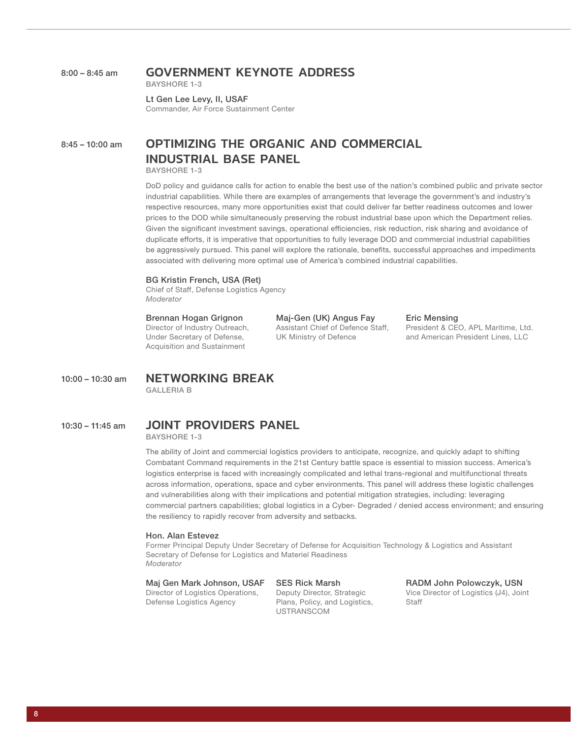8:00 – 8:45 am

## GOVERNMENT KEYNOTE ADDRESS

BAYSHORE 1-3

**Lt Gen Lee Levy, II, USAF**
Commander, Air Force Sustainment Center

8:45 – 10:00 am

## OPTIMIZING THE ORGANIC AND COMMERCIAL INDUSTRIAL BASE PANEL

BAYSHORE 1-3

DoD policy and guidance calls for action to enable the best use of the nation's combined public and private sector industrial capabilities. While there are examples of arrangements that leverage the government's and industry's respective resources, many more opportunities exist that could deliver far better readiness outcomes and lower prices to the DOD while simultaneously preserving the robust industrial base upon which the Department relies. Given the significant investment savings, operational efficiencies, risk reduction, risk sharing and avoidance of duplicate efforts, it is imperative that opportunities to fully leverage DOD and commercial industrial capabilities be aggressively pursued. This panel will explore the rationale, benefits, successful approaches and impediments associated with delivering more optimal use of America's combined industrial capabilities.

**BG Kristin French, USA (Ret)**
Chief of Staff, Defense Logistics Agency
*Moderator*

**Brennan Hogan Grignon**
Director of Industry Outreach, Under Secretary of Defense, Acquisition and Sustainment

**Maj-Gen (UK) Angus Fay**
Assistant Chief of Defence Staff, UK Ministry of Defence

**Eric Mensing**
President & CEO, APL Maritime, Ltd. and American President Lines, LLC

10:00 – 10:30 am

## NETWORKING BREAK

GALLERIA B

10:30 – 11:45 am

## JOINT PROVIDERS PANEL

BAYSHORE 1-3

The ability of Joint and commercial logistics providers to anticipate, recognize, and quickly adapt to shifting Combatant Command requirements in the 21st Century battle space is essential to mission success. America's logistics enterprise is faced with increasingly complicated and lethal trans-regional and multifunctional threats across information, operations, space and cyber environments. This panel will address these logistic challenges and vulnerabilities along with their implications and potential mitigation strategies, including: leveraging commercial partners capabilities; global logistics in a Cyber- Degraded / denied access environment; and ensuring the resiliency to rapidly recover from adversity and setbacks.

**Hon. Alan Estevez**
Former Principal Deputy Under Secretary of Defense for Acquisition Technology & Logistics and Assistant Secretary of Defense for Logistics and Materiel Readiness
*Moderator*

**Maj Gen Mark Johnson, USAF**
Director of Logistics Operations, Defense Logistics Agency

**SES Rick Marsh**
Deputy Director, Strategic Plans, Policy, and Logistics, USTRANSCOM

**RADM John Polowczyk, USN**
Vice Director of Logistics (J4), Joint Staff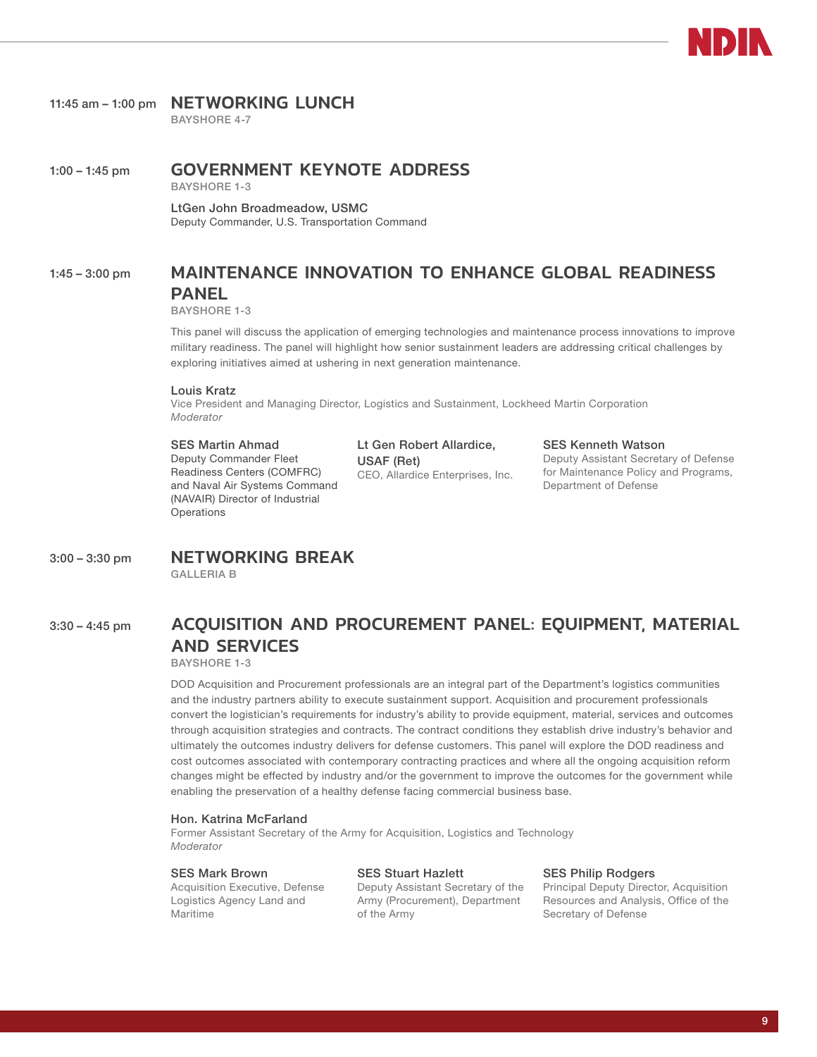**11:45 am – 1:00 pm**

## NETWORKING LUNCH

BAYSHORE 4-7

**1:00 – 1:45 pm**

## GOVERNMENT KEYNOTE ADDRESS

BAYSHORE 1-3

**LtGen John Broadmeadow, USMC**
Deputy Commander, U.S. Transportation Command

**1:45 – 3:00 pm**

## MAINTENANCE INNOVATION TO ENHANCE GLOBAL READINESS PANEL

BAYSHORE 1-3

This panel will discuss the application of emerging technologies and maintenance process innovations to improve military readiness. The panel will highlight how senior sustainment leaders are addressing critical challenges by exploring initiatives aimed at ushering in next generation maintenance.

**Louis Kratz**
Vice President and Managing Director, Logistics and Sustainment, Lockheed Martin Corporation
*Moderator*

**SES Martin Ahmad**
Deputy Commander Fleet Readiness Centers (COMFRC) and Naval Air Systems Command (NAVAIR) Director of Industrial Operations

**Lt Gen Robert Allardice, USAF (Ret)**
CEO, Allardice Enterprises, Inc.

**SES Kenneth Watson**
Deputy Assistant Secretary of Defense for Maintenance Policy and Programs, Department of Defense

**3:00 – 3:30 pm**

## NETWORKING BREAK

GALLERIA B

**3:30 – 4:45 pm**

## ACQUISITION AND PROCUREMENT PANEL: EQUIPMENT, MATERIAL AND SERVICES

BAYSHORE 1-3

DOD Acquisition and Procurement professionals are an integral part of the Department's logistics communities and the industry partners ability to execute sustainment support. Acquisition and procurement professionals convert the logistician's requirements for industry's ability to provide equipment, material, services and outcomes through acquisition strategies and contracts. The contract conditions they establish drive industry's behavior and ultimately the outcomes industry delivers for defense customers. This panel will explore the DOD readiness and cost outcomes associated with contemporary contracting practices and where all the ongoing acquisition reform changes might be effected by industry and/or the government to improve the outcomes for the government while enabling the preservation of a healthy defense facing commercial business base.

**Hon. Katrina McFarland**
Former Assistant Secretary of the Army for Acquisition, Logistics and Technology
*Moderator*

**SES Mark Brown**
Acquisition Executive, Defense Logistics Agency Land and Maritime

**SES Stuart Hazlett**
Deputy Assistant Secretary of the Army (Procurement), Department of the Army

**SES Philip Rodgers**
Principal Deputy Director, Acquisition Resources and Analysis, Office of the Secretary of Defense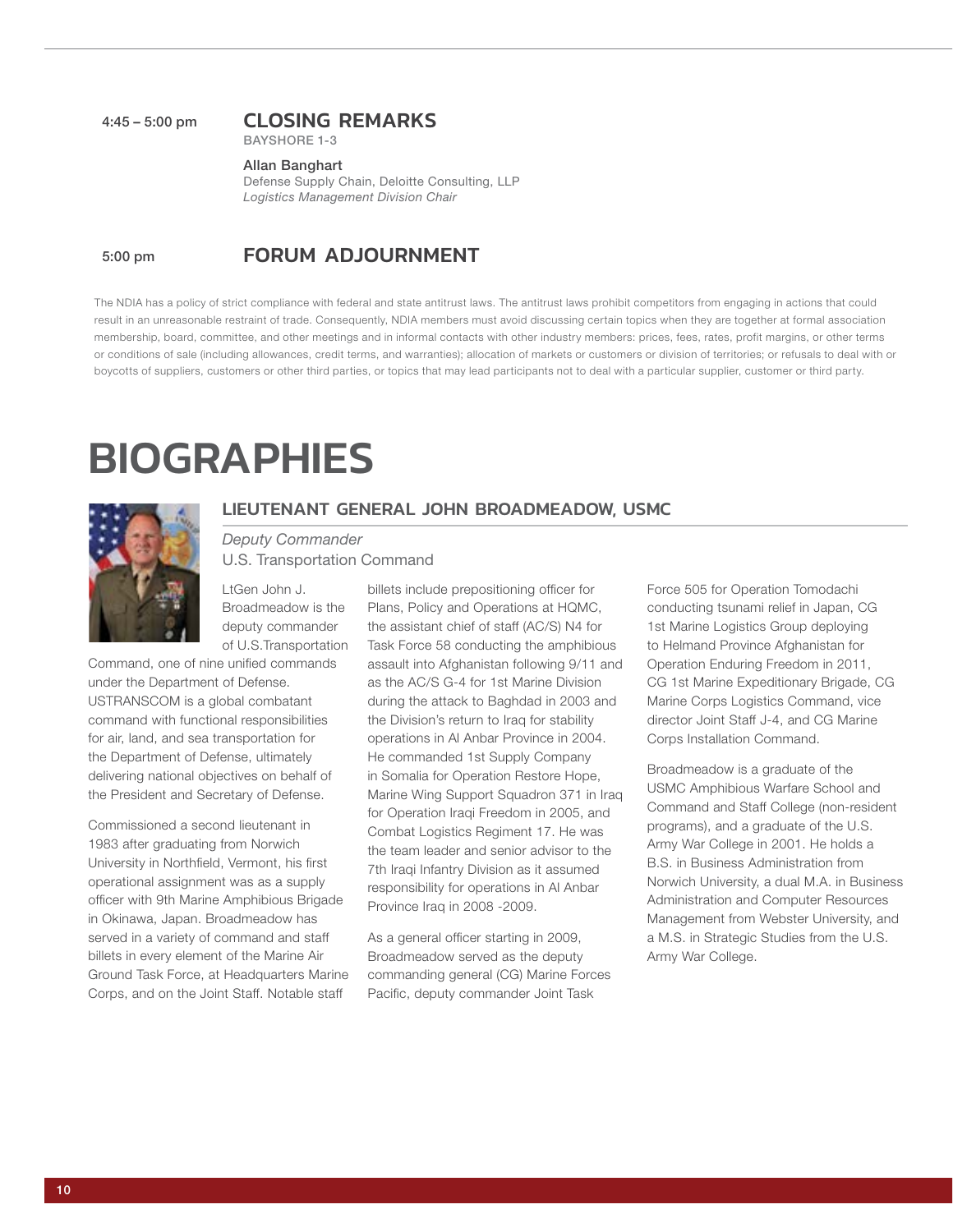4:45 – 5:00 pm

## CLOSING REMARKS

BAYSHORE 1-3

**Allan Banghart**
Defense Supply Chain, Deloitte Consulting, LLP
*Logistics Management Division Chair*

5:00 pm

## FORUM ADJOURNMENT

The NDIA has a policy of strict compliance with federal and state antitrust laws. The antitrust laws prohibit competitors from engaging in actions that could result in an unreasonable restraint of trade. Consequently, NDIA members must avoid discussing certain topics when they are together at formal association membership, board, committee, and other meetings and in informal contacts with other industry members: prices, fees, rates, profit margins, or other terms or conditions of sale (including allowances, credit terms, and warranties); allocation of markets or customers or division of territories; or refusals to deal with or boycotts of suppliers, customers or other third parties, or topics that may lead participants not to deal with a particular supplier, customer or third party.

# BIOGRAPHIES

## LIEUTENANT GENERAL JOHN BROADMEADOW, USMC

*Deputy Commander*
U.S. Transportation Command

LtGen John J. Broadmeadow is the deputy commander of U.S.Transportation Command, one of nine unified commands under the Department of Defense. USTRANSCOM is a global combatant command with functional responsibilities for air, land, and sea transportation for the Department of Defense, ultimately delivering national objectives on behalf of the President and Secretary of Defense.

Commissioned a second lieutenant in 1983 after graduating from Norwich University in Northfield, Vermont, his first operational assignment was as a supply officer with 9th Marine Amphibious Brigade in Okinawa, Japan. Broadmeadow has served in a variety of command and staff billets in every element of the Marine Air Ground Task Force, at Headquarters Marine Corps, and on the Joint Staff. Notable staff billets include prepositioning officer for Plans, Policy and Operations at HQMC, the assistant chief of staff (AC/S) N4 for Task Force 58 conducting the amphibious assault into Afghanistan following 9/11 and as the AC/S G-4 for 1st Marine Division during the attack to Baghdad in 2003 and the Division's return to Iraq for stability operations in Al Anbar Province in 2004. He commanded 1st Supply Company in Somalia for Operation Restore Hope, Marine Wing Support Squadron 371 in Iraq for Operation Iraqi Freedom in 2005, and Combat Logistics Regiment 17. He was the team leader and senior advisor to the 7th Iraqi Infantry Division as it assumed responsibility for operations in Al Anbar Province Iraq in 2008 -2009.

As a general officer starting in 2009, Broadmeadow served as the deputy commanding general (CG) Marine Forces Pacific, deputy commander Joint Task Force 505 for Operation Tomodachi conducting tsunami relief in Japan, CG 1st Marine Logistics Group deploying to Helmand Province Afghanistan for Operation Enduring Freedom in 2011, CG 1st Marine Expeditionary Brigade, CG Marine Corps Logistics Command, vice director Joint Staff J-4, and CG Marine Corps Installation Command.

Broadmeadow is a graduate of the USMC Amphibious Warfare School and Command and Staff College (non-resident programs), and a graduate of the U.S. Army War College in 2001. He holds a B.S. in Business Administration from Norwich University, a dual M.A. in Business Administration and Computer Resources Management from Webster University, and a M.S. in Strategic Studies from the U.S. Army War College.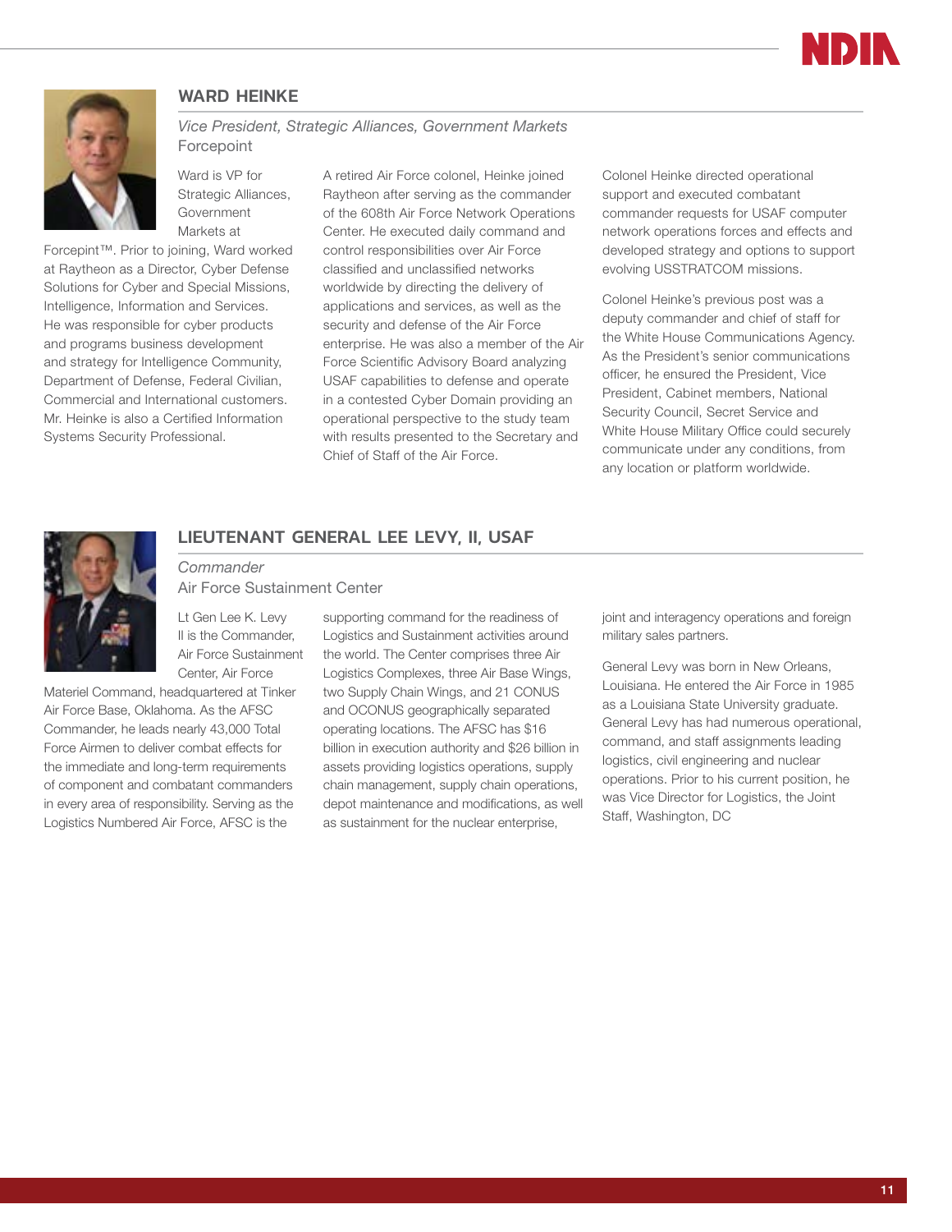## WARD HEINKE

*Vice President, Strategic Alliances, Government Markets*
Forcepoint

Ward is VP for Strategic Alliances, Government Markets at Forcepoint™. Prior to joining, Ward worked at Raytheon as a Director, Cyber Defense Solutions for Cyber and Special Missions, Intelligence, Information and Services. He was responsible for cyber products and programs business development and strategy for Intelligence Community, Department of Defense, Federal Civilian, Commercial and International customers. Mr. Heinke is also a Certified Information Systems Security Professional.

A retired Air Force colonel, Heinke joined Raytheon after serving as the commander of the 608th Air Force Network Operations Center. He executed daily command and control responsibilities over Air Force classified and unclassified networks worldwide by directing the delivery of applications and services, as well as the security and defense of the Air Force enterprise. He was also a member of the Air Force Scientific Advisory Board analyzing USAF capabilities to defense and operate in a contested Cyber Domain providing an operational perspective to the study team with results presented to the Secretary and Chief of Staff of the Air Force.

Colonel Heinke directed operational support and executed combatant commander requests for USAF computer network operations forces and effects and developed strategy and options to support evolving USSTRATCOM missions.

Colonel Heinke's previous post was a deputy commander and chief of staff for the White House Communications Agency. As the President's senior communications officer, he ensured the President, Vice President, Cabinet members, National Security Council, Secret Service and White House Military Office could securely communicate under any conditions, from any location or platform worldwide.

## LIEUTENANT GENERAL LEE LEVY, II, USAF

*Commander*
Air Force Sustainment Center

Lt Gen Lee K. Levy II is the Commander, Air Force Sustainment Center, Air Force Materiel Command, headquartered at Tinker Air Force Base, Oklahoma. As the AFSC Commander, he leads nearly 43,000 Total Force Airmen to deliver combat effects for the immediate and long-term requirements of component and combatant commanders in every area of responsibility. Serving as the Logistics Numbered Air Force, AFSC is the supporting command for the readiness of Logistics and Sustainment activities around the world. The Center comprises three Air Logistics Complexes, three Air Base Wings, two Supply Chain Wings, and 21 CONUS and OCONUS geographically separated operating locations. The AFSC has $16 billion in execution authority and $26 billion in assets providing logistics operations, supply chain management, supply chain operations, depot maintenance and modifications, as well as sustainment for the nuclear enterprise, joint and interagency operations and foreign military sales partners.

General Levy was born in New Orleans, Louisiana. He entered the Air Force in 1985 as a Louisiana State University graduate. General Levy has had numerous operational, command, and staff assignments leading logistics, civil engineering and nuclear operations. Prior to his current position, he was Vice Director for Logistics, the Joint Staff, Washington, DC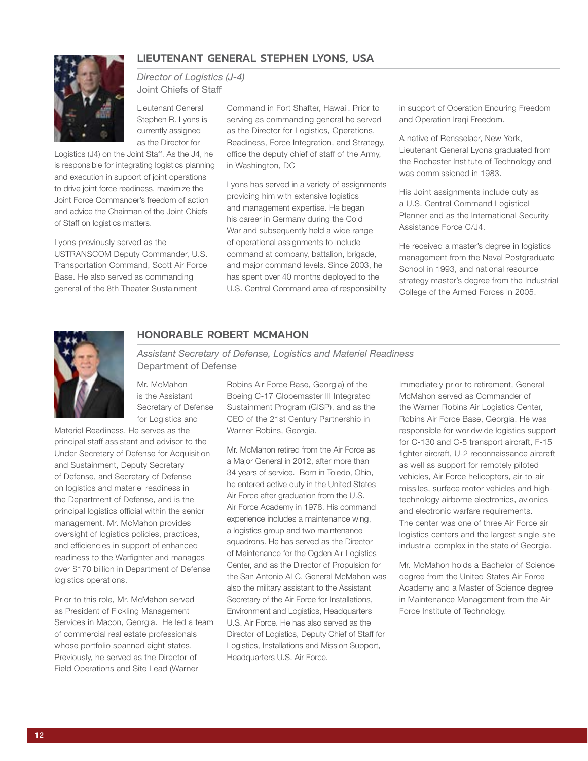## LIEUTENANT GENERAL STEPHEN LYONS, USA

*Director of Logistics (J-4)*
Joint Chiefs of Staff

Lieutenant General Stephen R. Lyons is currently assigned as the Director for Logistics (J4) on the Joint Staff. As the J4, he is responsible for integrating logistics planning and execution in support of joint operations to drive joint force readiness, maximize the Joint Force Commander's freedom of action and advice the Chairman of the Joint Chiefs of Staff on logistics matters.

Lyons previously served as the USTRANSCOM Deputy Commander, U.S. Transportation Command, Scott Air Force Base. He also served as commanding general of the 8th Theater Sustainment Command in Fort Shafter, Hawaii. Prior to serving as commanding general he served as the Director for Logistics, Operations, Readiness, Force Integration, and Strategy, office the deputy chief of staff of the Army, in Washington, DC

Lyons has served in a variety of assignments providing him with extensive logistics and management expertise. He began his career in Germany during the Cold War and subsequently held a wide range of operational assignments to include command at company, battalion, brigade, and major command levels. Since 2003, he has spent over 40 months deployed to the U.S. Central Command area of responsibility in support of Operation Enduring Freedom and Operation Iraqi Freedom.

A native of Rensselaer, New York, Lieutenant General Lyons graduated from the Rochester Institute of Technology and was commissioned in 1983.

His Joint assignments include duty as a U.S. Central Command Logistical Planner and as the International Security Assistance Force C/J4.

He received a master's degree in logistics management from the Naval Postgraduate School in 1993, and national resource strategy master's degree from the Industrial College of the Armed Forces in 2005.

## HONORABLE ROBERT MCMAHON

*Assistant Secretary of Defense, Logistics and Materiel Readiness*
Department of Defense

Mr. McMahon is the Assistant Secretary of Defense for Logistics and Materiel Readiness. He serves as the principal staff assistant and advisor to the Under Secretary of Defense for Acquisition and Sustainment, Deputy Secretary of Defense, and Secretary of Defense on logistics and materiel readiness in the Department of Defense, and is the principal logistics official within the senior management. Mr. McMahon provides oversight of logistics policies, practices, and efficiencies in support of enhanced readiness to the Warfighter and manages over $170 billion in Department of Defense logistics operations.

Prior to this role, Mr. McMahon served as President of Fickling Management Services in Macon, Georgia. He led a team of commercial real estate professionals whose portfolio spanned eight states. Previously, he served as the Director of Field Operations and Site Lead (Warner Robins Air Force Base, Georgia) of the Boeing C-17 Globemaster III Integrated Sustainment Program (GISP), and as the CEO of the 21st Century Partnership in Warner Robins, Georgia.

Mr. McMahon retired from the Air Force as a Major General in 2012, after more than 34 years of service. Born in Toledo, Ohio, he entered active duty in the United States Air Force after graduation from the U.S. Air Force Academy in 1978. His command experience includes a maintenance wing, a logistics group and two maintenance squadrons. He has served as the Director of Maintenance for the Ogden Air Logistics Center, and as the Director of Propulsion for the San Antonio ALC. General McMahon was also the military assistant to the Assistant Secretary of the Air Force for Installations, Environment and Logistics, Headquarters U.S. Air Force. He has also served as the Director of Logistics, Deputy Chief of Staff for Logistics, Installations and Mission Support, Headquarters U.S. Air Force.

Immediately prior to retirement, General McMahon served as Commander of the Warner Robins Air Logistics Center, Robins Air Force Base, Georgia. He was responsible for worldwide logistics support for C-130 and C-5 transport aircraft, F-15 fighter aircraft, U-2 reconnaissance aircraft as well as support for remotely piloted vehicles, Air Force helicopters, air-to-air missiles, surface motor vehicles and high-technology airborne electronics, avionics and electronic warfare requirements. The center was one of three Air Force air logistics centers and the largest single-site industrial complex in the state of Georgia.

Mr. McMahon holds a Bachelor of Science degree from the United States Air Force Academy and a Master of Science degree in Maintenance Management from the Air Force Institute of Technology.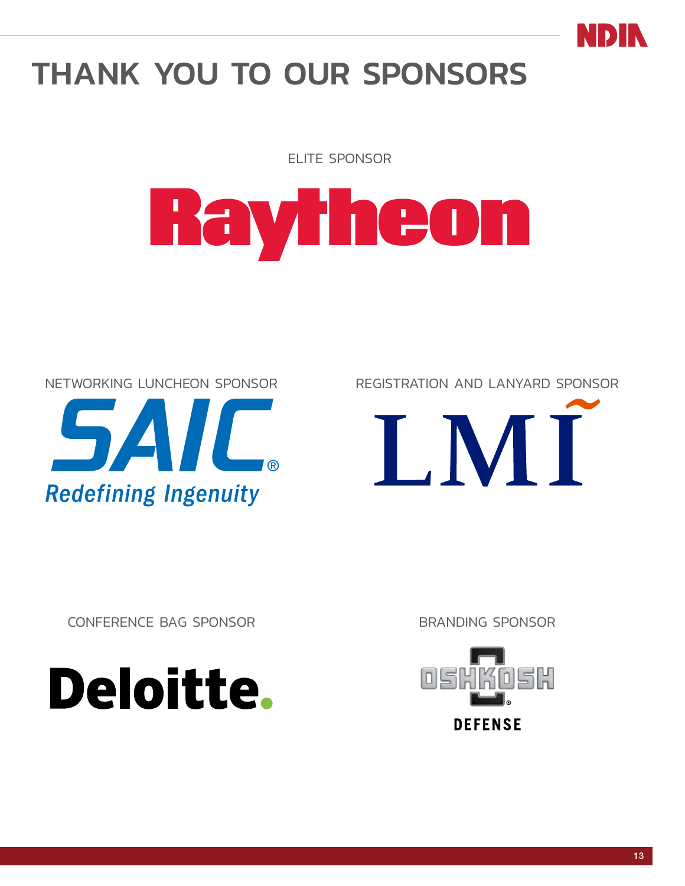# THANK YOU TO OUR SPONSORS

ELITE SPONSOR

Raytheon

NETWORKING LUNCHEON SPONSOR

SAIC®
Redefining Ingenuity

REGISTRATION AND LANYARD SPONSOR

LMI

CONFERENCE BAG SPONSOR

Deloitte.

BRANDING SPONSOR

OSHKOSH®
DEFENSE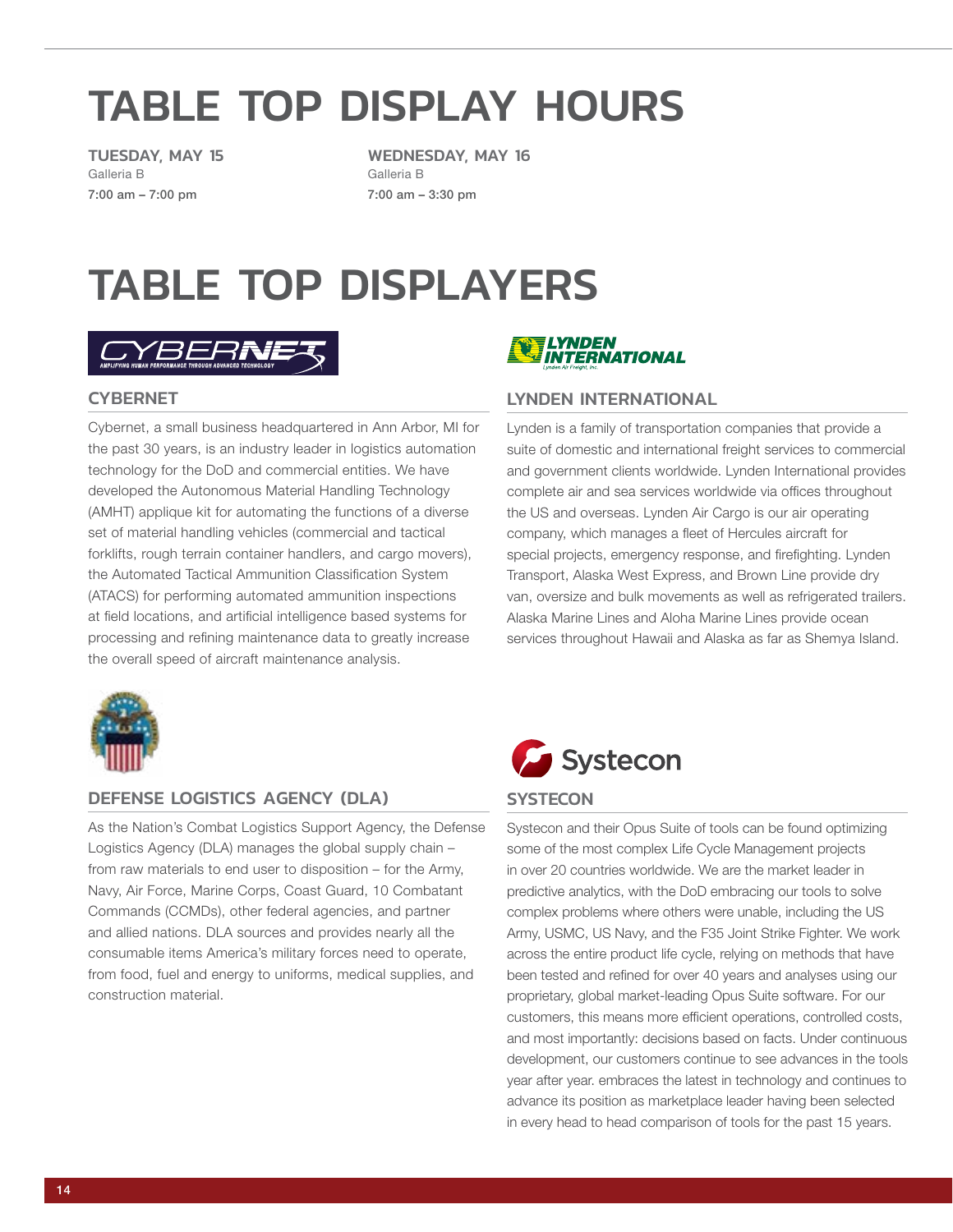# TABLE TOP DISPLAY HOURS

**TUESDAY, MAY 15**
Galleria B
7:00 am – 7:00 pm

**WEDNESDAY, MAY 16**
Galleria B
7:00 am – 3:30 pm

# TABLE TOP DISPLAYERS

## CYBERNET

Cybernet, a small business headquartered in Ann Arbor, MI for the past 30 years, is an industry leader in logistics automation technology for the DoD and commercial entities. We have developed the Autonomous Material Handling Technology (AMHT) applique kit for automating the functions of a diverse set of material handling vehicles (commercial and tactical forklifts, rough terrain container handlers, and cargo movers), the Automated Tactical Ammunition Classification System (ATACS) for performing automated ammunition inspections at field locations, and artificial intelligence based systems for processing and refining maintenance data to greatly increase the overall speed of aircraft maintenance analysis.

## DEFENSE LOGISTICS AGENCY (DLA)

As the Nation's Combat Logistics Support Agency, the Defense Logistics Agency (DLA) manages the global supply chain – from raw materials to end user to disposition – for the Army, Navy, Air Force, Marine Corps, Coast Guard, 10 Combatant Commands (CCMDs), other federal agencies, and partner and allied nations. DLA sources and provides nearly all the consumable items America's military forces need to operate, from food, fuel and energy to uniforms, medical supplies, and construction material.

## LYNDEN INTERNATIONAL

Lynden is a family of transportation companies that provide a suite of domestic and international freight services to commercial and government clients worldwide. Lynden International provides complete air and sea services worldwide via offices throughout the US and overseas. Lynden Air Cargo is our air operating company, which manages a fleet of Hercules aircraft for special projects, emergency response, and firefighting. Lynden Transport, Alaska West Express, and Brown Line provide dry van, oversize and bulk movements as well as refrigerated trailers. Alaska Marine Lines and Aloha Marine Lines provide ocean services throughout Hawaii and Alaska as far as Shemya Island.

## SYSTECON

Systecon and their Opus Suite of tools can be found optimizing some of the most complex Life Cycle Management projects in over 20 countries worldwide. We are the market leader in predictive analytics, with the DoD embracing our tools to solve complex problems where others were unable, including the US Army, USMC, US Navy, and the F35 Joint Strike Fighter. We work across the entire product life cycle, relying on methods that have been tested and refined for over 40 years and analyses using our proprietary, global market-leading Opus Suite software. For our customers, this means more efficient operations, controlled costs, and most importantly: decisions based on facts. Under continuous development, our customers continue to see advances in the tools year after year. embraces the latest in technology and continues to advance its position as marketplace leader having been selected in every head to head comparison of tools for the past 15 years.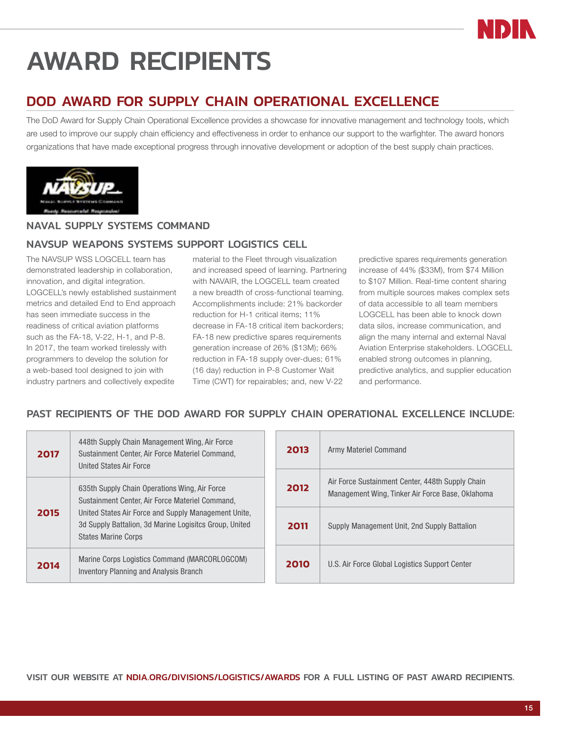# AWARD RECIPIENTS

## DOD AWARD FOR SUPPLY CHAIN OPERATIONAL EXCELLENCE

The DoD Award for Supply Chain Operational Excellence provides a showcase for innovative management and technology tools, which are used to improve our supply chain efficiency and effectiveness in order to enhance our support to the warfighter. The award honors organizations that have made exceptional progress through innovative development or adoption of the best supply chain practices.

### NAVAL SUPPLY SYSTEMS COMMAND

### NAVSUP WEAPONS SYSTEMS SUPPORT LOGISTICS CELL

The NAVSUP WSS LOGCELL team has demonstrated leadership in collaboration, innovation, and digital integration. LOGCELL's newly established sustainment metrics and detailed End to End approach has seen immediate success in the readiness of critical aviation platforms such as the FA-18, V-22, H-1, and P-8. In 2017, the team worked tirelessly with programmers to develop the solution for a web-based tool designed to join with industry partners and collectively expedite material to the Fleet through visualization and increased speed of learning. Partnering with NAVAIR, the LOGCELL team created a new breadth of cross-functional teaming. Accomplishments include: 21% backorder reduction for H-1 critical items; 11% decrease in FA-18 critical item backorders; FA-18 new predictive spares requirements generation increase of 26% ($13M); 66% reduction in FA-18 supply over-dues; 61% (16 day) reduction in P-8 Customer Wait Time (CWT) for repairables; and, new V-22 predictive spares requirements generation increase of 44% ($33M), from $74 Million to $107 Million. Real-time content sharing from multiple sources makes complex sets of data accessible to all team members LOGCELL has been able to knock down data silos, increase communication, and align the many internal and external Naval Aviation Enterprise stakeholders. LOGCELL enabled strong outcomes in planning, predictive analytics, and supplier education and performance.

### PAST RECIPIENTS OF THE DOD AWARD FOR SUPPLY CHAIN OPERATIONAL EXCELLENCE INCLUDE:

| Year | Recipient |
|---|---|
| **2017** | 448th Supply Chain Management Wing, Air Force Sustainment Center, Air Force Materiel Command, United States Air Force |
| **2015** | 635th Supply Chain Operations Wing, Air Force Sustainment Center, Air Force Materiel Command, United States Air Force and Supply Management Unite, 3d Supply Battalion, 3d Marine Logisitcs Group, United States Marine Corps |
| **2014** | Marine Corps Logistics Command (MARCORLOGCOM) Inventory Planning and Analysis Branch |
| **2013** | Army Materiel Command |
| **2012** | Air Force Sustainment Center, 448th Supply Chain Management Wing, Tinker Air Force Base, Oklahoma |
| **2011** | Supply Management Unit, 2nd Supply Battalion |
| **2010** | U.S. Air Force Global Logistics Support Center |

**VISIT OUR WEBSITE AT NDIA.ORG/DIVISIONS/LOGISTICS/AWARDS FOR A FULL LISTING OF PAST AWARD RECIPIENTS.**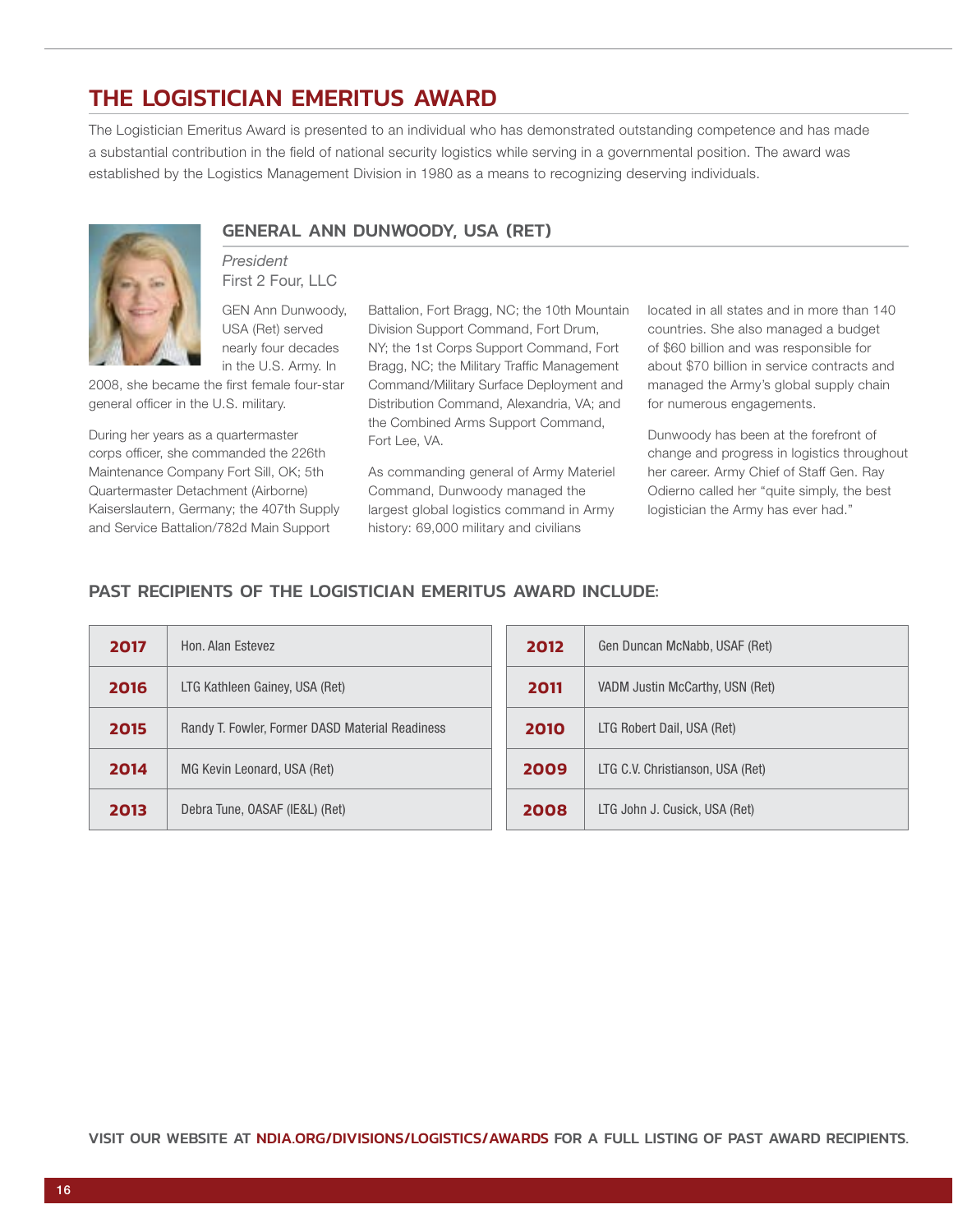# THE LOGISTICIAN EMERITUS AWARD

The Logistician Emeritus Award is presented to an individual who has demonstrated outstanding competence and has made a substantial contribution in the field of national security logistics while serving in a governmental position. The award was established by the Logistics Management Division in 1980 as a means to recognizing deserving individuals.

## GENERAL ANN DUNWOODY, USA (RET)

*President*
First 2 Four, LLC

GEN Ann Dunwoody, USA (Ret) served nearly four decades in the U.S. Army. In 2008, she became the first female four-star general officer in the U.S. military.

During her years as a quartermaster corps officer, she commanded the 226th Maintenance Company Fort Sill, OK; 5th Quartermaster Detachment (Airborne) Kaiserslautern, Germany; the 407th Supply and Service Battalion/782d Main Support Battalion, Fort Bragg, NC; the 10th Mountain Division Support Command, Fort Drum, NY; the 1st Corps Support Command, Fort Bragg, NC; the Military Traffic Management Command/Military Surface Deployment and Distribution Command, Alexandria, VA; and the Combined Arms Support Command, Fort Lee, VA.

As commanding general of Army Materiel Command, Dunwoody managed the largest global logistics command in Army history: 69,000 military and civilians located in all states and in more than 140 countries. She also managed a budget of $60 billion and was responsible for about $70 billion in service contracts and managed the Army's global supply chain for numerous engagements.

Dunwoody has been at the forefront of change and progress in logistics throughout her career. Army Chief of Staff Gen. Ray Odierno called her "quite simply, the best logistician the Army has ever had."

## PAST RECIPIENTS OF THE LOGISTICIAN EMERITUS AWARD INCLUDE:

| Year | Recipient |
|---|---|
| 2017 | Hon. Alan Estevez |
| 2016 | LTG Kathleen Gainey, USA (Ret) |
| 2015 | Randy T. Fowler, Former DASD Material Readiness |
| 2014 | MG Kevin Leonard, USA (Ret) |
| 2013 | Debra Tune, OASAF (IE&L) (Ret) |
| 2012 | Gen Duncan McNabb, USAF (Ret) |
| 2011 | VADM Justin McCarthy, USN (Ret) |
| 2010 | LTG Robert Dail, USA (Ret) |
| 2009 | LTG C.V. Christianson, USA (Ret) |
| 2008 | LTG John J. Cusick, USA (Ret) |

**VISIT OUR WEBSITE AT NDIA.ORG/DIVISIONS/LOGISTICS/AWARDS FOR A FULL LISTING OF PAST AWARD RECIPIENTS.**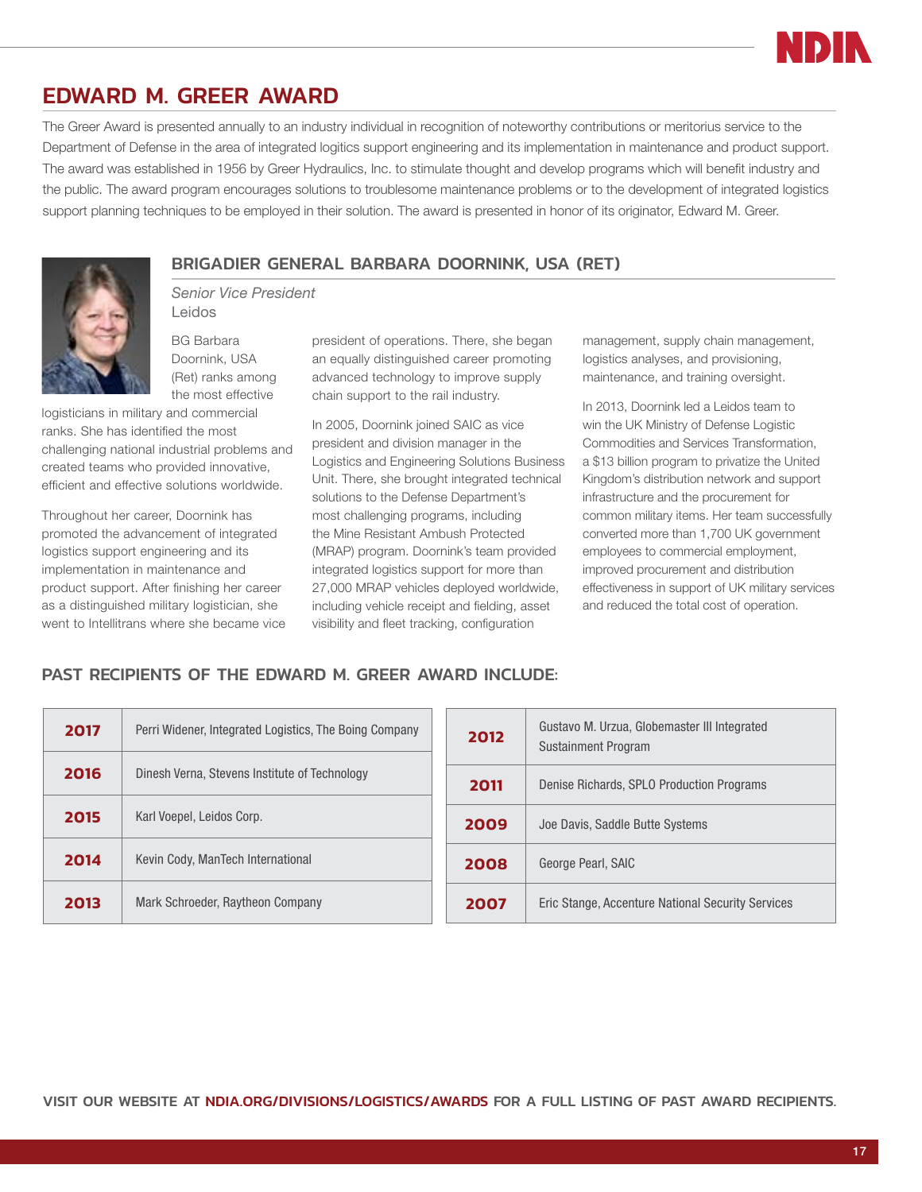## EDWARD M. GREER AWARD

The Greer Award is presented annually to an industry individual in recognition of noteworthy contributions or meritorius service to the Department of Defense in the area of integrated logitics support engineering and its implementation in maintenance and product support. The award was established in 1956 by Greer Hydraulics, Inc. to stimulate thought and develop programs which will benefit industry and the public. The award program encourages solutions to troublesome maintenance problems or to the development of integrated logistics support planning techniques to be employed in their solution. The award is presented in honor of its originator, Edward M. Greer.

### BRIGADIER GENERAL BARBARA DOORNINK, USA (RET)

*Senior Vice President*
Leidos

BG Barbara Doornink, USA (Ret) ranks among the most effective logisticians in military and commercial ranks. She has identified the most challenging national industrial problems and created teams who provided innovative, efficient and effective solutions worldwide.

Throughout her career, Doornink has promoted the advancement of integrated logistics support engineering and its implementation in maintenance and product support. After finishing her career as a distinguished military logistician, she went to Intellitrans where she became vice president of operations. There, she began an equally distinguished career promoting advanced technology to improve supply chain support to the rail industry.

In 2005, Doornink joined SAIC as vice president and division manager in the Logistics and Engineering Solutions Business Unit. There, she brought integrated technical solutions to the Defense Department's most challenging programs, including the Mine Resistant Ambush Protected (MRAP) program. Doornink's team provided integrated logistics support for more than 27,000 MRAP vehicles deployed worldwide, including vehicle receipt and fielding, asset visibility and fleet tracking, configuration management, supply chain management, logistics analyses, and provisioning, maintenance, and training oversight.

In 2013, Doornink led a Leidos team to win the UK Ministry of Defense Logistic Commodities and Services Transformation, a $13 billion program to privatize the United Kingdom's distribution network and support infrastructure and the procurement for common military items. Her team successfully converted more than 1,700 UK government employees to commercial employment, improved procurement and distribution effectiveness in support of UK military services and reduced the total cost of operation.

### PAST RECIPIENTS OF THE EDWARD M. GREER AWARD INCLUDE:

| Year | Recipient |
|---|---|
| **2017** | Perri Widener, Integrated Logistics, The Boing Company |
| **2016** | Dinesh Verna, Stevens Institute of Technology |
| **2015** | Karl Voepel, Leidos Corp. |
| **2014** | Kevin Cody, ManTech International |
| **2013** | Mark Schroeder, Raytheon Company |
| **2012** | Gustavo M. Urzua, Globemaster III Integrated Sustainment Program |
| **2011** | Denise Richards, SPLO Production Programs |
| **2009** | Joe Davis, Saddle Butte Systems |
| **2008** | George Pearl, SAIC |
| **2007** | Eric Stange, Accenture National Security Services |

**VISIT OUR WEBSITE AT NDIA.ORG/DIVISIONS/LOGISTICS/AWARDS FOR A FULL LISTING OF PAST AWARD RECIPIENTS.**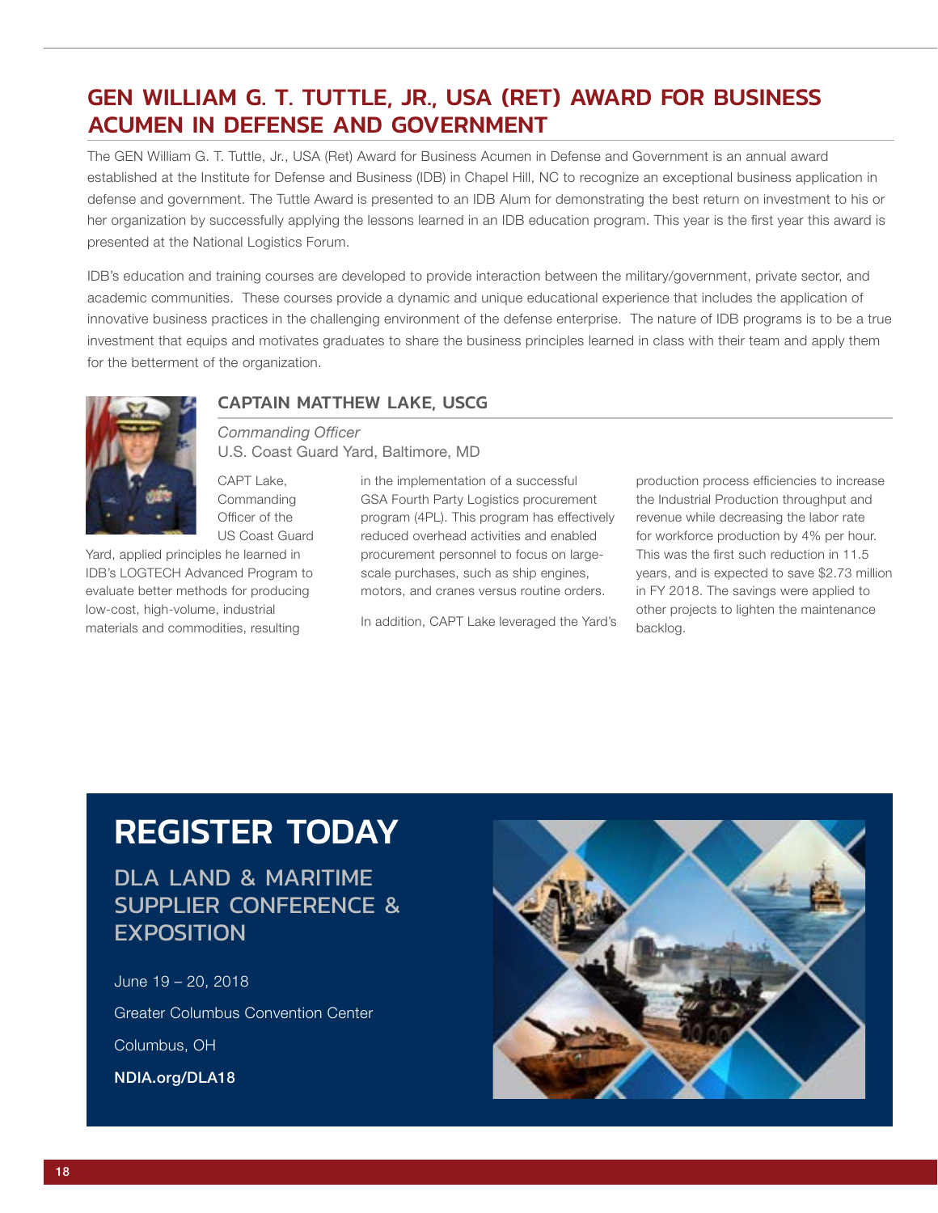## GEN WILLIAM G. T. TUTTLE, JR., USA (RET) AWARD FOR BUSINESS ACUMEN IN DEFENSE AND GOVERNMENT

The GEN William G. T. Tuttle, Jr., USA (Ret) Award for Business Acumen in Defense and Government is an annual award established at the Institute for Defense and Business (IDB) in Chapel Hill, NC to recognize an exceptional business application in defense and government. The Tuttle Award is presented to an IDB Alum for demonstrating the best return on investment to his or her organization by successfully applying the lessons learned in an IDB education program. This year is the first year this award is presented at the National Logistics Forum.

IDB's education and training courses are developed to provide interaction between the military/government, private sector, and academic communities. These courses provide a dynamic and unique educational experience that includes the application of innovative business practices in the challenging environment of the defense enterprise. The nature of IDB programs is to be a true investment that equips and motivates graduates to share the business principles learned in class with their team and apply them for the betterment of the organization.

### CAPTAIN MATTHEW LAKE, USCG

*Commanding Officer*
U.S. Coast Guard Yard, Baltimore, MD

CAPT Lake, Commanding Officer of the US Coast Guard Yard, applied principles he learned in IDB's LOGTECH Advanced Program to evaluate better methods for producing low-cost, high-volume, industrial materials and commodities, resulting in the implementation of a successful GSA Fourth Party Logistics procurement program (4PL). This program has effectively reduced overhead activities and enabled procurement personnel to focus on large-scale purchases, such as ship engines, motors, and cranes versus routine orders.

In addition, CAPT Lake leveraged the Yard's production process efficiencies to increase the Industrial Production throughput and revenue while decreasing the labor rate for workforce production by 4% per hour. This was the first such reduction in 11.5 years, and is expected to save $2.73 million in FY 2018. The savings were applied to other projects to lighten the maintenance backlog.

# REGISTER TODAY

## DLA LAND & MARITIME SUPPLIER CONFERENCE & EXPOSITION

June 19 – 20, 2018

Greater Columbus Convention Center

Columbus, OH

**NDIA.org/DLA18**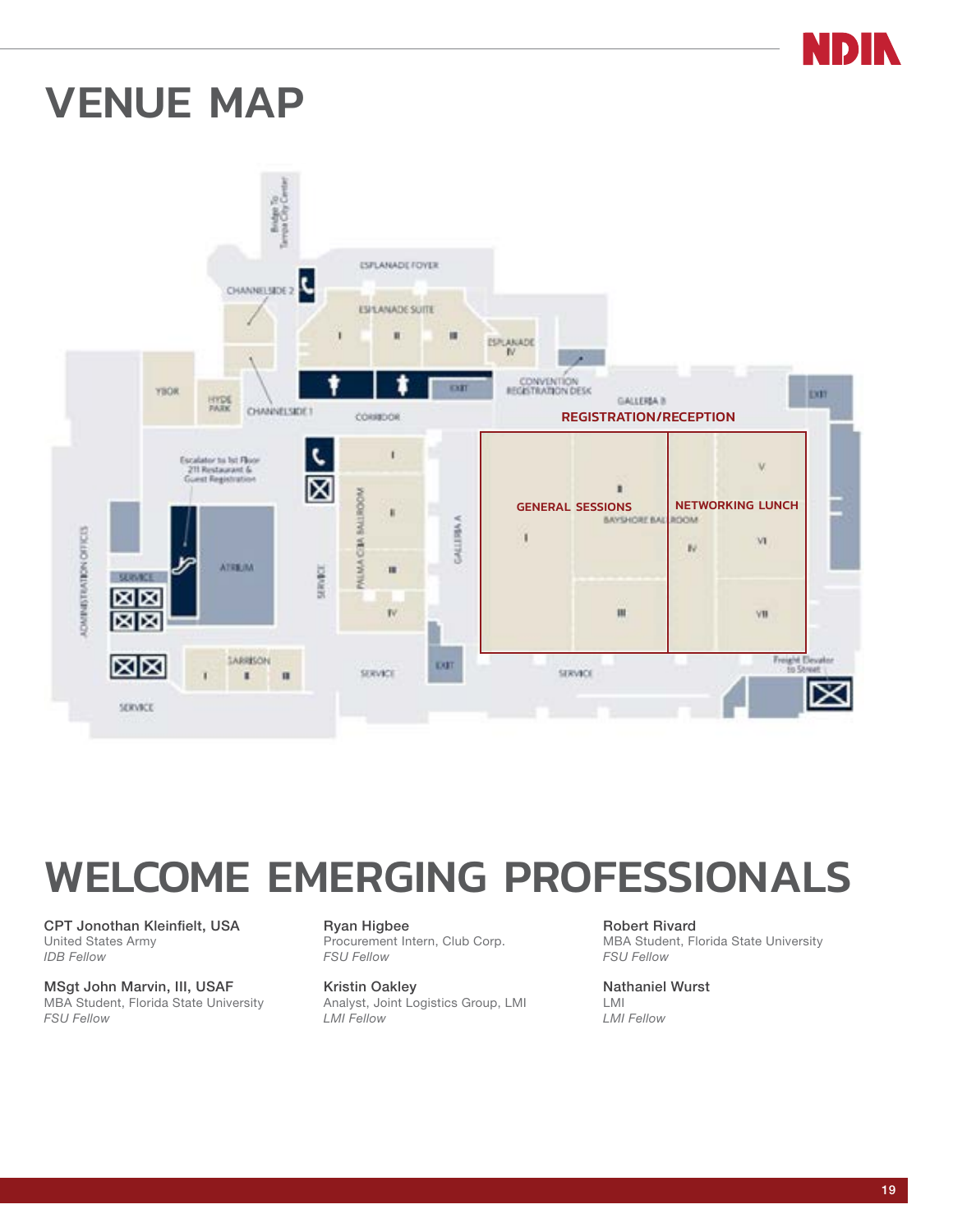# VENUE MAP

REGISTRATION/RECEPTION

GENERAL SESSIONS

NETWORKING LUNCH

# WELCOME EMERGING PROFESSIONALS

**CPT Jonothan Kleinfielt, USA**
United States Army
*IDB Fellow*

**MSgt John Marvin, III, USAF**
MBA Student, Florida State University
*FSU Fellow*

**Ryan Higbee**
Procurement Intern, Club Corp.
*FSU Fellow*

**Kristin Oakley**
Analyst, Joint Logistics Group, LMI
*LMI Fellow*

**Robert Rivard**
MBA Student, Florida State University
*FSU Fellow*

**Nathaniel Wurst**
LMI
*LMI Fellow*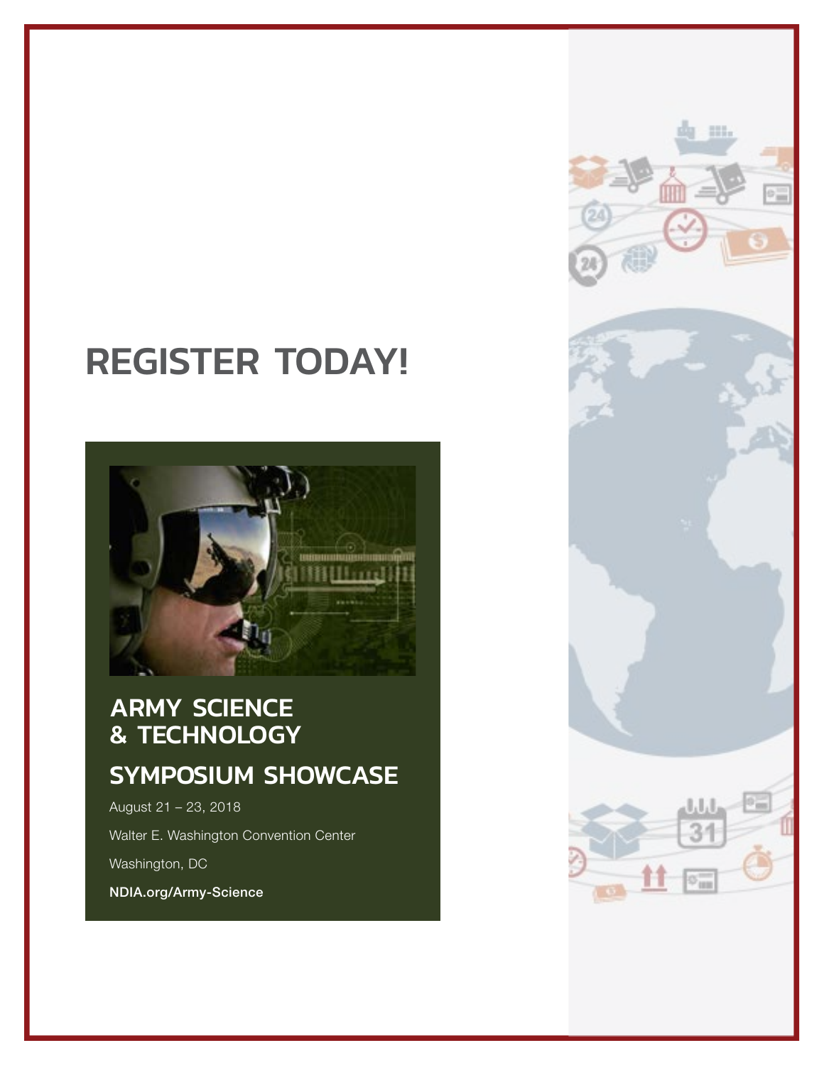# REGISTER TODAY!

## ARMY SCIENCE & TECHNOLOGY SYMPOSIUM SHOWCASE

August 21 – 23, 2018

Walter E. Washington Convention Center

Washington, DC

**NDIA.org/Army-Science**